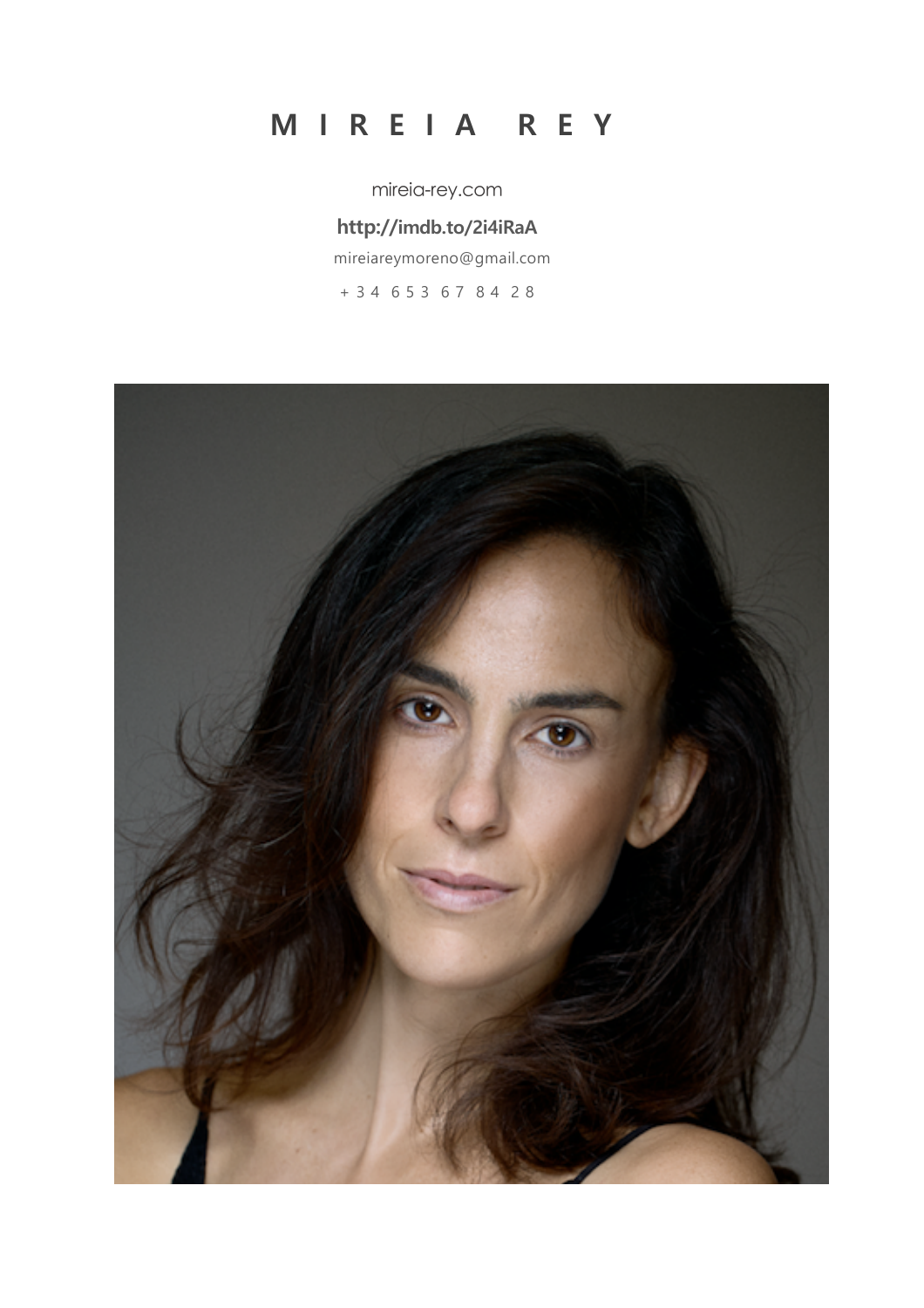# M I R E I A R E Y

mireia-rey.com

**http://imdb.to/2i4iRaA**

mireiareymoreno@gmail.com

+ 3 4 6 5 3 6 7 8 4 2 8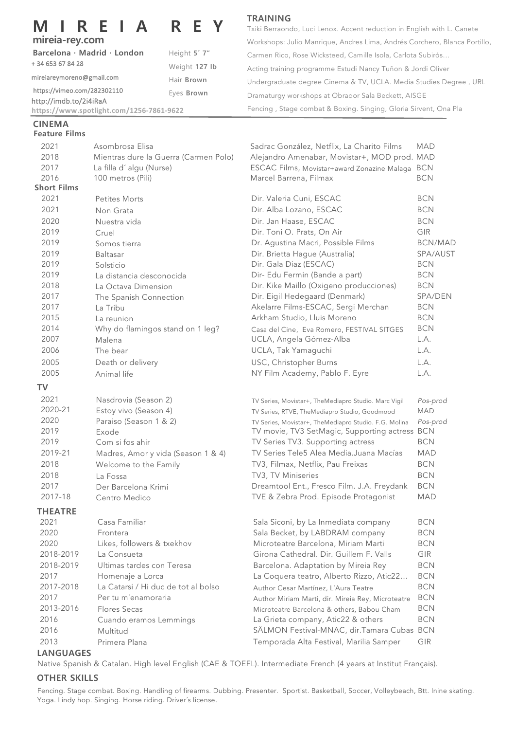# M I R E I A   R E Y

**mireia-rey.com**

**Barcelona · Madrid · London**

+ 34 653 67 84 28

mireiareymoreno@gmail.com

https://vimeo.com/282302110

http://imdb.to/2i4iRaA

https://www.spotlight.com/1256-7861-9622

Height **5´ 7"**
Weight **127 lb**
Hair **Brown**
Eyes **Brown**

## TRAINING

Txiki Berraondo, Luci Lenox. Accent reduction in English with L. Canete

Workshops: Julio Manrique, Andres Lima, Andrés Corchero, Blanca Portillo, Carmen Rico, Rose Wicksteed, Camille Isola, Carlota Subirós…

Acting training programme Estudi Nancy Tuñon & Jordi Oliver

Undergraduate degree Cinema & TV, UCLA. Media Studies Degree , URL

Dramaturgy workshops at Obrador Sala Beckett, AISGE

Fencing , Stage combat & Boxing. Singing, Gloria Sirvent, Ona Pla

## CINEMA

### Feature Films

| | | | |
|---|---|---|---|
| 2021 | Asombrosa Elisa | Sadrac González, Netflix, La Charito Films | MAD |
| 2018 | Mientras dure la Guerra (Carmen Polo) | Alejandro Amenabar, Movistar+, MOD prod. | MAD |
| 2017 | La filla d´ algu (Nurse) | ESCAC Films, Movistar+award Zonazine Malaga | BCN |
| 2016 | 100 metros (Pili) | Marcel Barrena, Filmax | BCN |

### Short Films

| | | | |
|---|---|---|---|
| 2021 | Petites Morts | Dir. Valeria Cuni, ESCAC | BCN |
| 2021 | Non Grata | Dir. Alba Lozano, ESCAC | BCN |
| 2020 | Nuestra vida | Dir. Jan Haase, ESCAC | BCN |
| 2019 | Cruel | Dir. Toni O. Prats, On Air | GIR |
| 2019 | Somos tierra | Dr. Agustina Macri, Possible Films | BCN/MAD |
| 2019 | Baltasar | Dir. Brietta Hague (Australia) | SPA/AUST |
| 2019 | Solsticio | Dir. Gala Diaz (ESCAC) | BCN |
| 2019 | La distancia desconocida | Dir- Edu Fermin (Bande a part) | BCN |
| 2018 | La Octava Dimension | Dir. Kike Maillo (Oxigeno producciones) | BCN |
| 2017 | The Spanish Connection | Dir. Eigil Hedegaard (Denmark) | SPA/DEN |
| 2017 | La Tribu | Akelarre Films-ESCAC, Sergi Merchan | BCN |
| 2015 | La reunion | Arkham Studio, Lluis Moreno | BCN |
| 2014 | Why do flamingos stand on 1 leg? | Casa del Cine, Eva Romero, FESTIVAL SITGES | BCN |
| 2007 | Malena | UCLA, Angela Gómez-Alba | L.A. |
| 2006 | The bear | UCLA, Tak Yamaguchi | L.A. |
| 2005 | Death or delivery | USC, Christopher Burns | L.A. |
| 2005 | Animal life | NY Film Academy, Pablo F. Eyre | L.A. |

## TV

| | | | |
|---|---|---|---|
| 2021 | Nasdrovia (Season 2) | TV Series, Movistar+, TheMediapro Studio. Marc Vigil | *Pos-prod* |
| 2020-21 | Estoy vivo (Season 4) | TV Series, RTVE, TheMediapro Studio, Goodmood | MAD |
| 2020 | Paraiso (Season 1 & 2) | TV Series, Movistar+, TheMediapro Studio. F.G. Molina | *Pos-prod* |
| 2019 | Exode | TV movie, TV3 SetMagic, Supporting actress | BCN |
| 2019 | Com si fos ahir | TV Series TV3. Supporting actress | BCN |
| 2019-21 | Madres, Amor y vida (Season 1 & 4) | TV Series Tele5 Alea Media.Juana Macías | MAD |
| 2018 | Welcome to the Family | TV3, Filmax, Netflix, Pau Freixas | BCN |
| 2018 | La Fossa | TV3, TV Miniseries | BCN |
| 2017 | Der Barcelona Krimi | Dreamtool Ent., Fresco Film. J.A. Freydank | BCN |
| 2017-18 | Centro Medico | TVE & Zebra Prod. Episode Protagonist | MAD |

## THEATRE

| | | | |
|---|---|---|---|
| 2021 | Casa Familiar | Sala Siconi, by La Inmediata company | BCN |
| 2020 | Frontera | Sala Becket, by LABDRAM company | BCN |
| 2020 | Likes, followers & txekhov | Microteatre Barcelona, Miriam Marti | BCN |
| 2018-2019 | La Consueta | Girona Cathedral. Dir. Guillem F. Valls | GIR |
| 2018-2019 | Ultimas tardes con Teresa | Barcelona. Adaptation by Mireia Rey | BCN |
| 2017 | Homenaje a Lorca | La Coquera teatro, Alberto Rizzo, Atic22… | BCN |
| 2017-2018 | La Catarsi / Hi duc de tot al bolso | Author Cesar Martínez, L´Aura Teatre | BCN |
| 2017 | Per tu m´enamoraria | Author Miriam Marti, dir. Mireia Rey, Microteatre | BCN |
| 2013-2016 | Flores Secas | Microteatre Barcelona & others, Babou Cham | BCN |
| 2016 | Cuando eramos Lemmings | La Grieta company, Atic22 & others | BCN |
| 2016 | Multitud | SÄLMON Festival-MNAC, dir.Tamara Cubas | BCN |
| 2013 | Primera Plana | Temporada Alta Festival, Marilia Samper | GIR |

## LANGUAGES

Native Spanish & Catalan. High level English (CAE & TOEFL). Intermediate French (4 years at Institut Français).

## OTHER SKILLS

Fencing. Stage combat. Boxing. Handling of firearms. Dubbing. Presenter. Sportist. Basketball, Soccer, Volleybeach, Btt. Inine skating. Yoga. Lindy hop. Singing. Horse riding. Driver´s license.